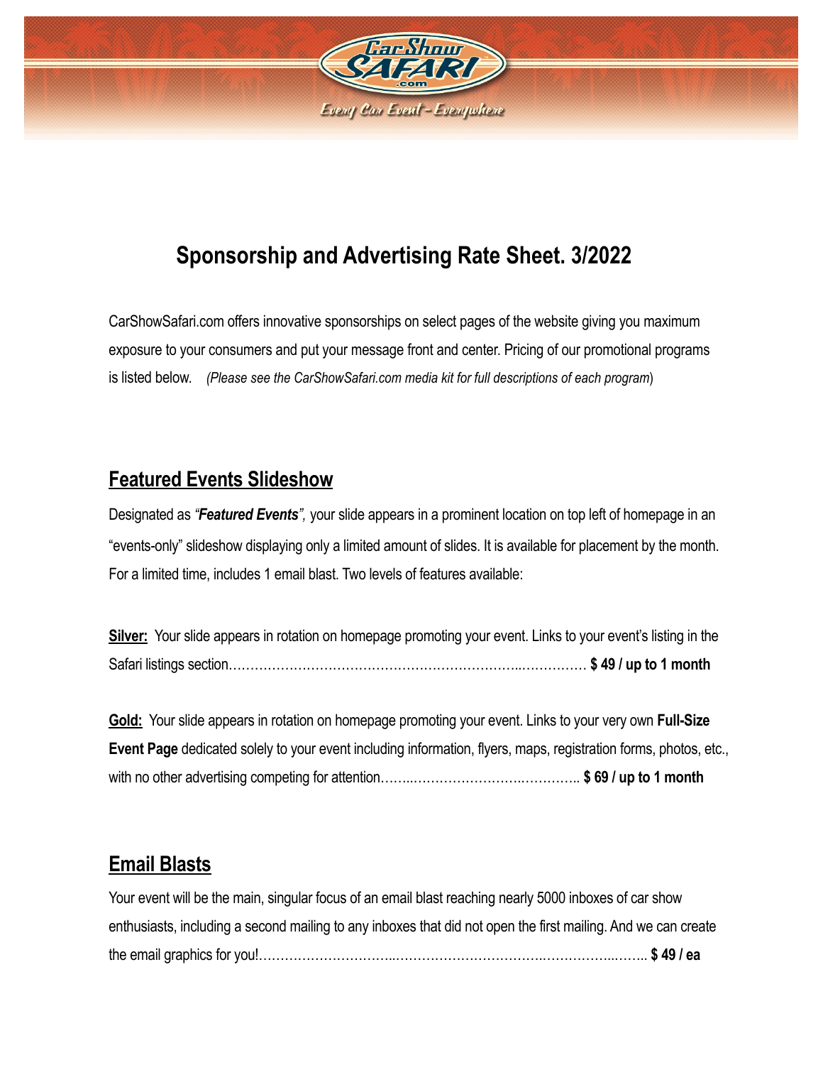# Sponsorship and Advertising Rate Sheet. 3/2022

CarShowSafari.com offers innovative sponsorships on select pages of the website giving you maximum exposure to your consumers and put your message front and center. Pricing of our promotional programs is listed below. *(Please see the CarShowSafari.com media kit for full descriptions of each program*)

## Featured Events Slideshow

Designated as ***"Featured Events"***, your slide appears in a prominent location on top left of homepage in an "events-only" slideshow displaying only a limited amount of slides. It is available for placement by the month. For a limited time, includes 1 email blast. Two levels of features available:

**Silver:** Your slide appears in rotation on homepage promoting your event. Links to your event's listing in the Safari listings section………………………………………………………..…………… **$ 49 / up to 1 month**

**Gold:** Your slide appears in rotation on homepage promoting your event. Links to your very own **Full-Size Event Page** dedicated solely to your event including information, flyers, maps, registration forms, photos, etc., with no other advertising competing for attention……..…………………..………….. **$ 69 / up to 1 month**

## Email Blasts

Your event will be the main, singular focus of an email blast reaching nearly 5000 inboxes of car show enthusiasts, including a second mailing to any inboxes that did not open the first mailing. And we can create the email graphics for you!…………………………..………………………….……………..…….. **$ 49 / ea**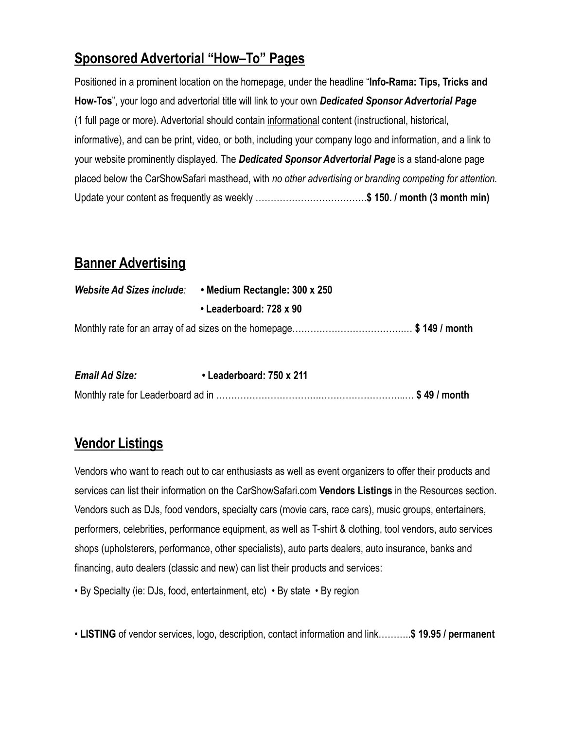## Sponsored Advertorial "How–To" Pages

Positioned in a prominent location on the homepage, under the headline "**Info-Rama: Tips, Tricks and How-Tos**", your logo and advertorial title will link to your own ***Dedicated Sponsor Advertorial Page*** (1 full page or more). Advertorial should contain <u>informational</u> content (instructional, historical, informative), and can be print, video, or both, including your company logo and information, and a link to your website prominently displayed. The ***Dedicated Sponsor Advertorial Page*** is a stand-alone page placed below the CarShowSafari masthead, with *no other advertising or branding competing for attention.* Update your content as frequently as weekly ……………………………….**$ 150. / month (3 month min)**

## Banner Advertising

***Website Ad Sizes include:*** **• Medium Rectangle: 300 x 250**
**• Leaderboard: 728 x 90**

Monthly rate for an array of ad sizes on the homepage…………………………….…. **$ 149 / month**

***Email Ad Size:*** **• Leaderboard: 750 x 211**

Monthly rate for Leaderboard ad in …………………………….………………………..… **$ 49 / month**

## Vendor Listings

Vendors who want to reach out to car enthusiasts as well as event organizers to offer their products and services can list their information on the CarShowSafari.com **Vendors Listings** in the Resources section. Vendors such as DJs, food vendors, specialty cars (movie cars, race cars), music groups, entertainers, performers, celebrities, performance equipment, as well as T-shirt & clothing, tool vendors, auto services shops (upholsterers, performance, other specialists), auto parts dealers, auto insurance, banks and financing, auto dealers (classic and new) can list their products and services:

• By Specialty (ie: DJs, food, entertainment, etc) • By state • By region

• **LISTING** of vendor services, logo, description, contact information and link……….**$ 19.95 / permanent**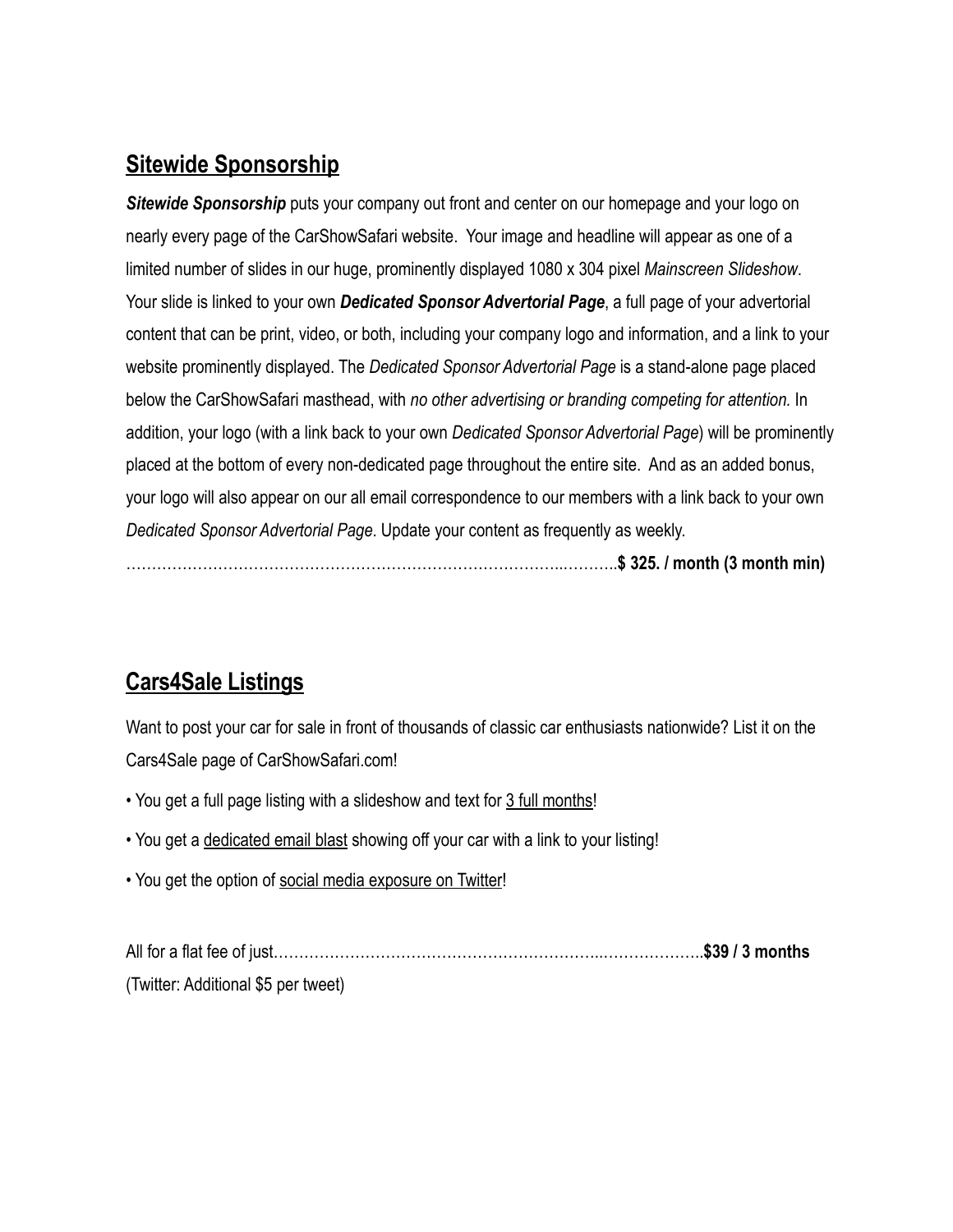## <u>Sitewide Sponsorship</u>

***Sitewide Sponsorship*** puts your company out front and center on our homepage and your logo on nearly every page of the CarShowSafari website. Your image and headline will appear as one of a limited number of slides in our huge, prominently displayed 1080 x 304 pixel *Mainscreen Slideshow*. Your slide is linked to your own ***Dedicated Sponsor Advertorial Page***, a full page of your advertorial content that can be print, video, or both, including your company logo and information, and a link to your website prominently displayed. The *Dedicated Sponsor Advertorial Page* is a stand-alone page placed below the CarShowSafari masthead, with *no other advertising or branding competing for attention.* In addition, your logo (with a link back to your own *Dedicated Sponsor Advertorial Page*) will be prominently placed at the bottom of every non-dedicated page throughout the entire site. And as an added bonus, your logo will also appear on our all email correspondence to our members with a link back to your own *Dedicated Sponsor Advertorial Page*. Update your content as frequently as weekly.

……………………………………………………………………………..………..**$ 325. / month (3 month min)**

## <u>Cars4Sale Listings</u>

Want to post your car for sale in front of thousands of classic car enthusiasts nationwide? List it on the Cars4Sale page of CarShowSafari.com!

• You get a full page listing with a slideshow and text for <u>3 full months</u>!

• You get a <u>dedicated email blast</u> showing off your car with a link to your listing!

• You get the option of <u>social media exposure on Twitter</u>!

All for a flat fee of just…………………………………………………………..………………..**$39 / 3 months**
(Twitter: Additional $5 per tweet)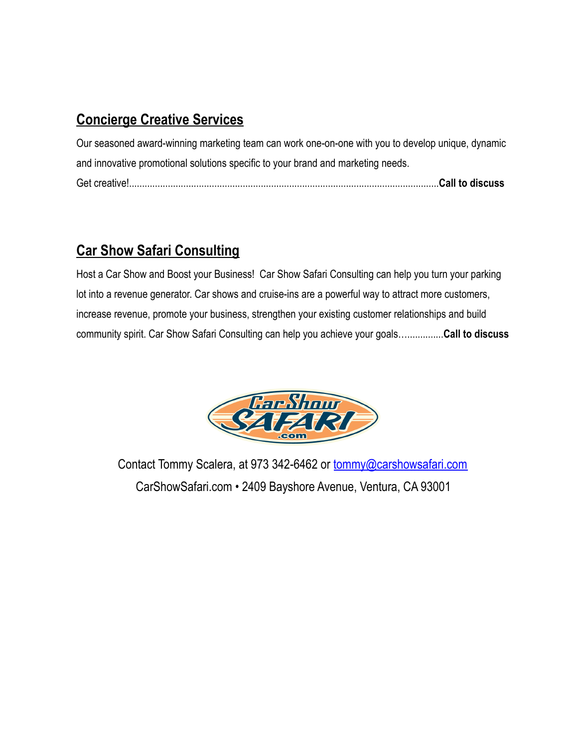## Concierge Creative Services

Our seasoned award-winning marketing team can work one-on-one with you to develop unique, dynamic and innovative promotional solutions specific to your brand and marketing needs.
Get creative!......................................................................................................................**Call to discuss**

## Car Show Safari Consulting

Host a Car Show and Boost your Business! Car Show Safari Consulting can help you turn your parking lot into a revenue generator. Car shows and cruise-ins are a powerful way to attract more customers, increase revenue, promote your business, strengthen your existing customer relationships and build community spirit. Car Show Safari Consulting can help you achieve your goals…..............**Call to discuss**

Contact Tommy Scalera, at 973 342-6462 or tommy@carshowsafari.com

CarShowSafari.com • 2409 Bayshore Avenue, Ventura, CA 93001